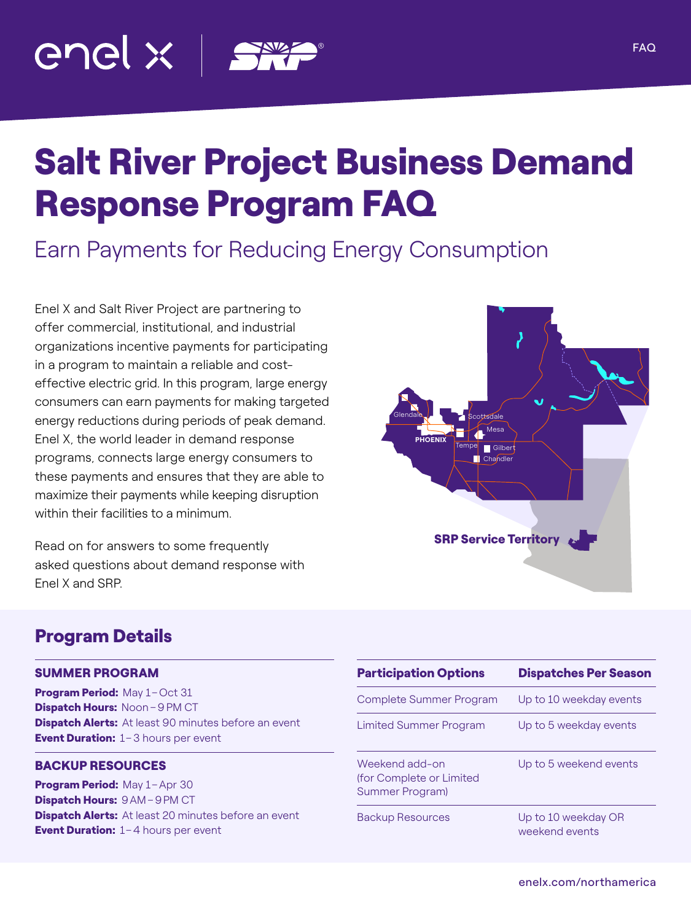# Salt River Project Business Demand Response Program FAQ

## Earn Payments for Reducing Energy Consumption

Enel X and Salt River Project are partnering to offer commercial, institutional, and industrial organizations incentive payments for participating in a program to maintain a reliable and cost-effective electric grid. In this program, large energy consumers can earn payments for making targeted energy reductions during periods of peak demand. Enel X, the world leader in demand response programs, connects large energy consumers to these payments and ensures that they are able to maximize their payments while keeping disruption within their facilities to a minimum.

Read on for answers to some frequently asked questions about demand response with Enel X and SRP.

SRP Service Territory

## Program Details

### SUMMER PROGRAM

**Program Period:** May 1 – Oct 31
**Dispatch Hours:** Noon – 9 PM CT
**Dispatch Alerts:** At least 90 minutes before an event
**Event Duration:** 1 – 3 hours per event

### BACKUP RESOURCES

**Program Period:** May 1 – Apr 30
**Dispatch Hours:** 9 AM – 9 PM CT
**Dispatch Alerts:** At least 20 minutes before an event
**Event Duration:** 1 – 4 hours per event

| Participation Options | Dispatches Per Season |
|---|---|
| Complete Summer Program | Up to 10 weekday events |
| Limited Summer Program | Up to 5 weekday events |
| Weekend add-on (for Complete or Limited Summer Program) | Up to 5 weekend events |
| Backup Resources | Up to 10 weekday OR weekend events |

enelx.com/northamerica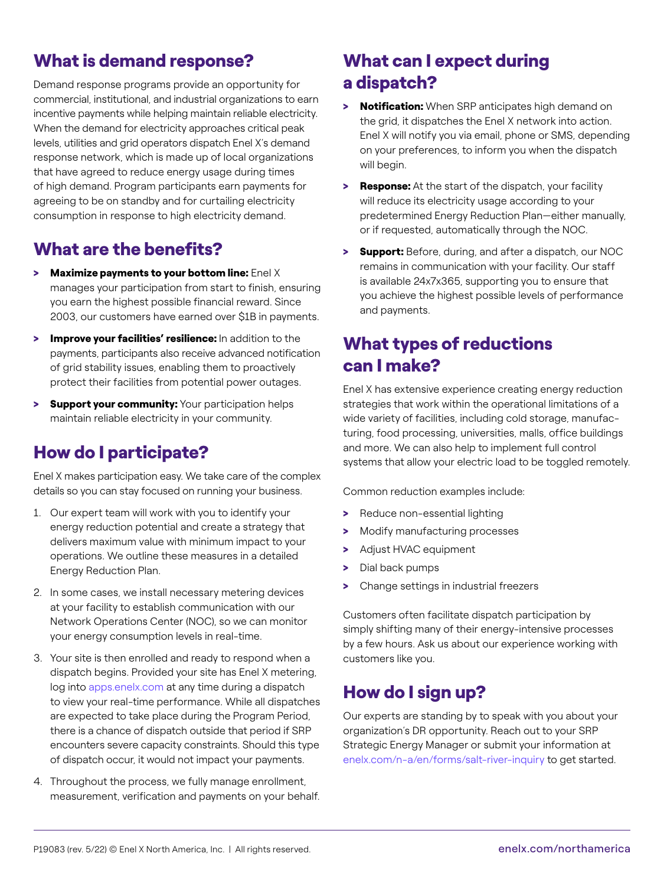## What is demand response?

Demand response programs provide an opportunity for commercial, institutional, and industrial organizations to earn incentive payments while helping maintain reliable electricity. When the demand for electricity approaches critical peak levels, utilities and grid operators dispatch Enel X's demand response network, which is made up of local organizations that have agreed to reduce energy usage during times of high demand. Program participants earn payments for agreeing to be on standby and for curtailing electricity consumption in response to high electricity demand.

## What are the benefits?

- **Maximize payments to your bottom line:** Enel X manages your participation from start to finish, ensuring you earn the highest possible financial reward. Since 2003, our customers have earned over $1B in payments.
- **Improve your facilities' resilience:** In addition to the payments, participants also receive advanced notification of grid stability issues, enabling them to proactively protect their facilities from potential power outages.
- **Support your community:** Your participation helps maintain reliable electricity in your community.

## How do I participate?

Enel X makes participation easy. We take care of the complex details so you can stay focused on running your business.

1. Our expert team will work with you to identify your energy reduction potential and create a strategy that delivers maximum value with minimum impact to your operations. We outline these measures in a detailed Energy Reduction Plan.
2. In some cases, we install necessary metering devices at your facility to establish communication with our Network Operations Center (NOC), so we can monitor your energy consumption levels in real-time.
3. Your site is then enrolled and ready to respond when a dispatch begins. Provided your site has Enel X metering, log into apps.enelx.com at any time during a dispatch to view your real-time performance. While all dispatches are expected to take place during the Program Period, there is a chance of dispatch outside that period if SRP encounters severe capacity constraints. Should this type of dispatch occur, it would not impact your payments.
4. Throughout the process, we fully manage enrollment, measurement, verification and payments on your behalf.

## What can I expect during a dispatch?

- **Notification:** When SRP anticipates high demand on the grid, it dispatches the Enel X network into action. Enel X will notify you via email, phone or SMS, depending on your preferences, to inform you when the dispatch will begin.
- **Response:** At the start of the dispatch, your facility will reduce its electricity usage according to your predetermined Energy Reduction Plan—either manually, or if requested, automatically through the NOC.
- **Support:** Before, during, and after a dispatch, our NOC remains in communication with your facility. Our staff is available 24x7x365, supporting you to ensure that you achieve the highest possible levels of performance and payments.

## What types of reductions can I make?

Enel X has extensive experience creating energy reduction strategies that work within the operational limitations of a wide variety of facilities, including cold storage, manufacturing, food processing, universities, malls, office buildings and more. We can also help to implement full control systems that allow your electric load to be toggled remotely.

Common reduction examples include:

- Reduce non-essential lighting
- Modify manufacturing processes
- Adjust HVAC equipment
- Dial back pumps
- Change settings in industrial freezers

Customers often facilitate dispatch participation by simply shifting many of their energy-intensive processes by a few hours. Ask us about our experience working with customers like you.

## How do I sign up?

Our experts are standing by to speak with you about your organization's DR opportunity. Reach out to your SRP Strategic Energy Manager or submit your information at enelx.com/n-a/en/forms/salt-river-inquiry to get started.

P19083 (rev. 5/22) © Enel X North America, Inc. | All rights reserved.

enelx.com/northamerica